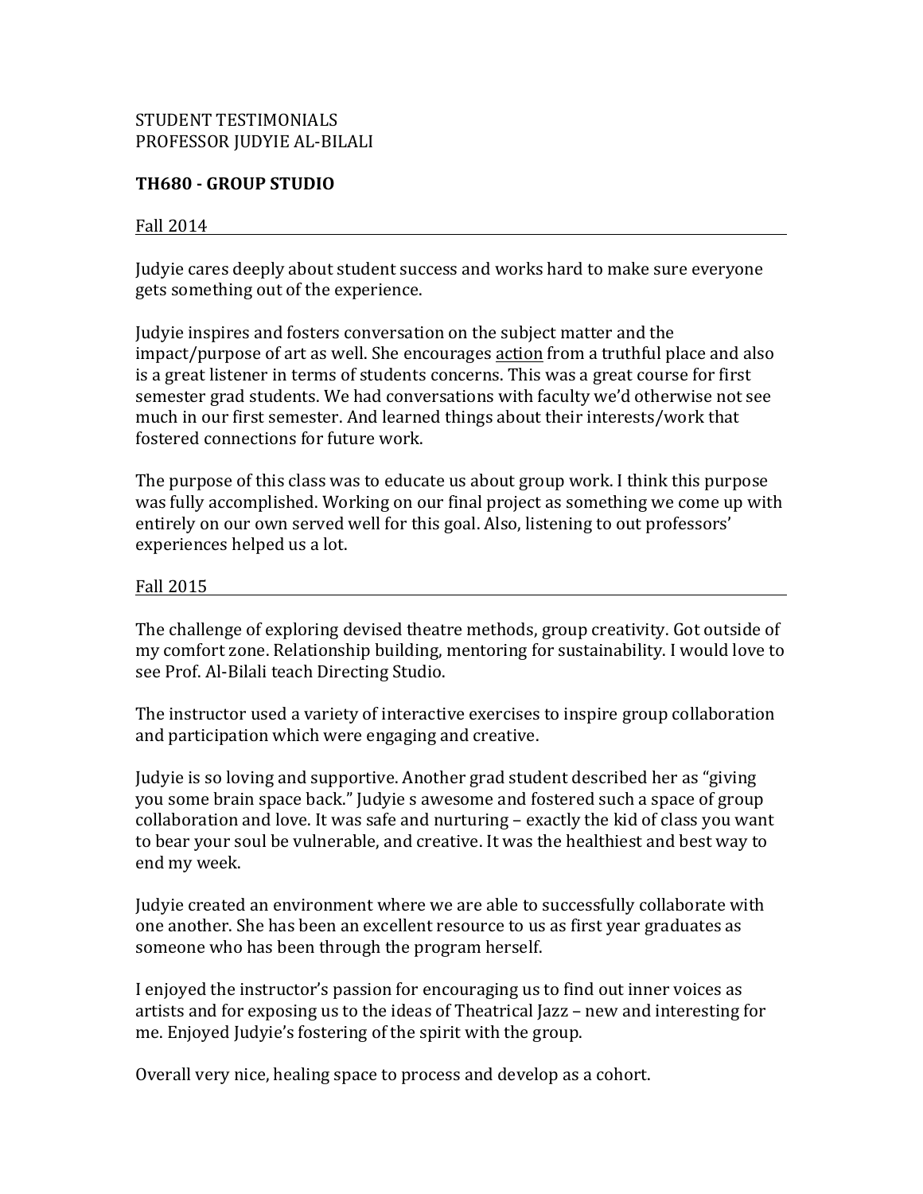STUDENT TESTIMONIALS
PROFESSOR JUDYIE AL-BILALI

**TH680 - GROUP STUDIO**

Fall 2014

Judyie cares deeply about student success and works hard to make sure everyone gets something out of the experience.

Judyie inspires and fosters conversation on the subject matter and the impact/purpose of art as well. She encourages <u>action</u> from a truthful place and also is a great listener in terms of students concerns. This was a great course for first semester grad students. We had conversations with faculty we'd otherwise not see much in our first semester. And learned things about their interests/work that fostered connections for future work.

The purpose of this class was to educate us about group work. I think this purpose was fully accomplished. Working on our final project as something we come up with entirely on our own served well for this goal. Also, listening to out professors' experiences helped us a lot.

Fall 2015

The challenge of exploring devised theatre methods, group creativity. Got outside of my comfort zone. Relationship building, mentoring for sustainability. I would love to see Prof. Al-Bilali teach Directing Studio.

The instructor used a variety of interactive exercises to inspire group collaboration and participation which were engaging and creative.

Judyie is so loving and supportive. Another grad student described her as "giving you some brain space back." Judyie s awesome and fostered such a space of group collaboration and love. It was safe and nurturing – exactly the kid of class you want to bear your soul be vulnerable, and creative. It was the healthiest and best way to end my week.

Judyie created an environment where we are able to successfully collaborate with one another. She has been an excellent resource to us as first year graduates as someone who has been through the program herself.

I enjoyed the instructor's passion for encouraging us to find out inner voices as artists and for exposing us to the ideas of Theatrical Jazz – new and interesting for me. Enjoyed Judyie's fostering of the spirit with the group.

Overall very nice, healing space to process and develop as a cohort.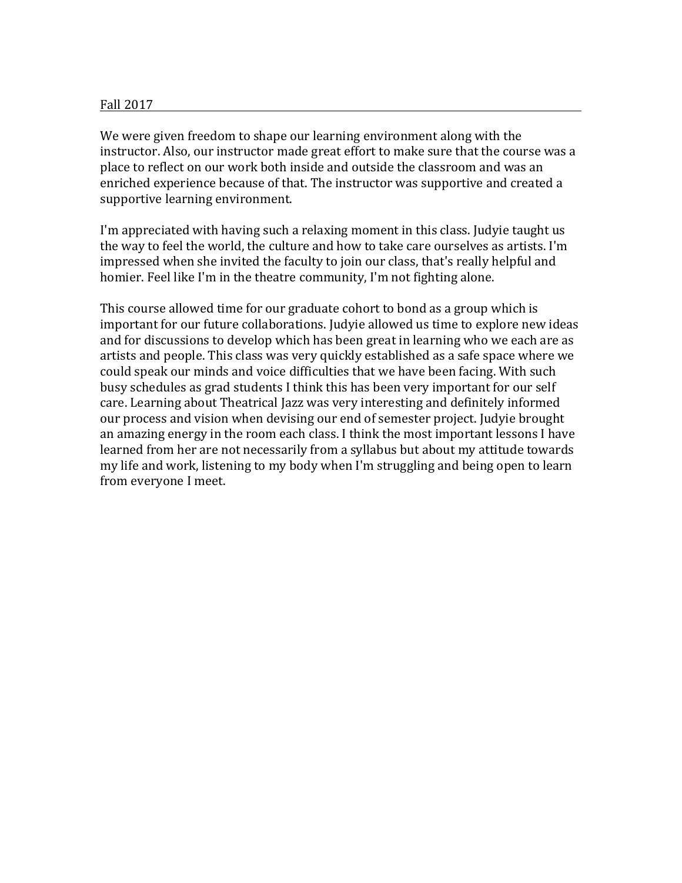Fall 2017

We were given freedom to shape our learning environment along with the instructor. Also, our instructor made great effort to make sure that the course was a place to reflect on our work both inside and outside the classroom and was an enriched experience because of that. The instructor was supportive and created a supportive learning environment.

I'm appreciated with having such a relaxing moment in this class. Judyie taught us the way to feel the world, the culture and how to take care ourselves as artists. I'm impressed when she invited the faculty to join our class, that's really helpful and homier. Feel like I'm in the theatre community, I'm not fighting alone.

This course allowed time for our graduate cohort to bond as a group which is important for our future collaborations. Judyie allowed us time to explore new ideas and for discussions to develop which has been great in learning who we each are as artists and people. This class was very quickly established as a safe space where we could speak our minds and voice difficulties that we have been facing. With such busy schedules as grad students I think this has been very important for our self care. Learning about Theatrical Jazz was very interesting and definitely informed our process and vision when devising our end of semester project. Judyie brought an amazing energy in the room each class. I think the most important lessons I have learned from her are not necessarily from a syllabus but about my attitude towards my life and work, listening to my body when I'm struggling and being open to learn from everyone I meet.